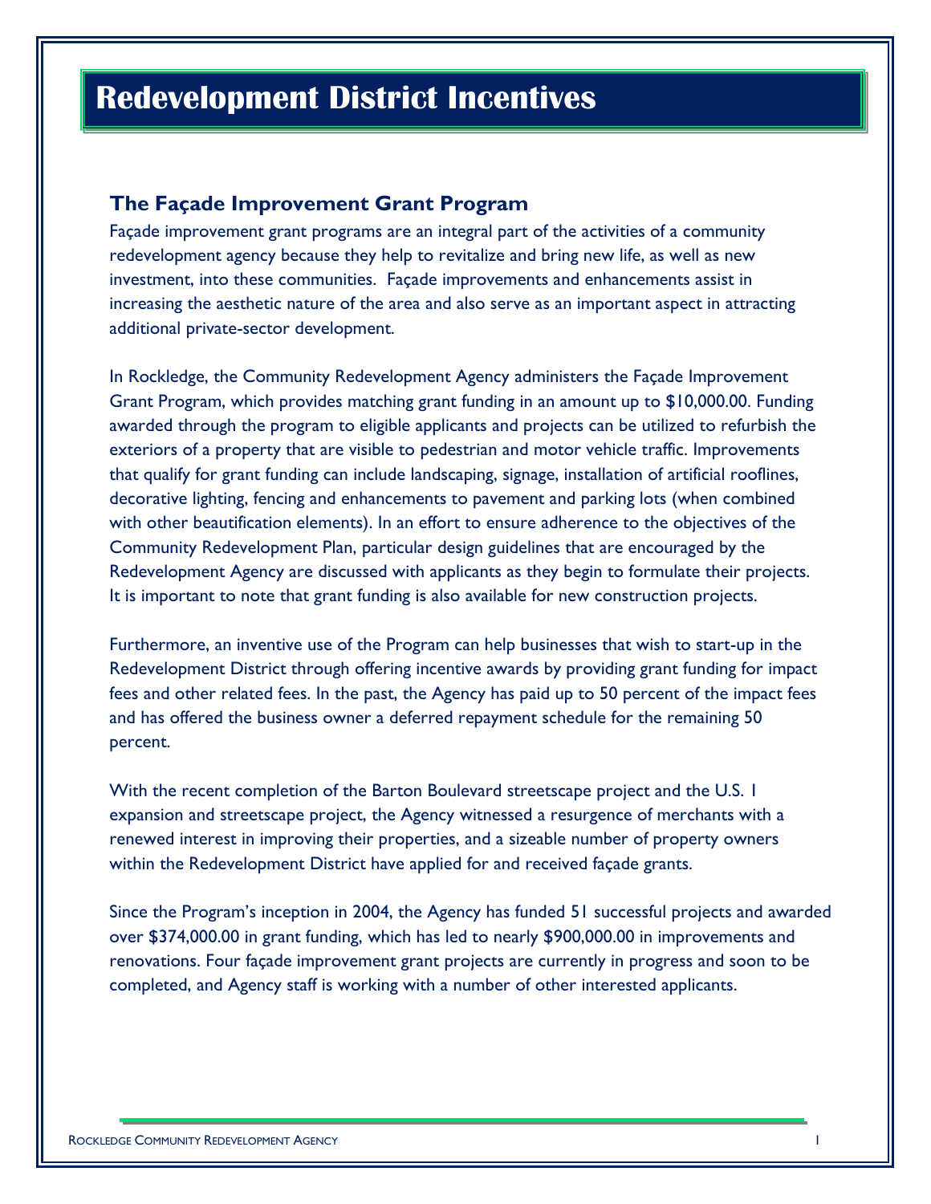# Redevelopment District Incentives

## The Façade Improvement Grant Program

Façade improvement grant programs are an integral part of the activities of a community redevelopment agency because they help to revitalize and bring new life, as well as new investment, into these communities. Façade improvements and enhancements assist in increasing the aesthetic nature of the area and also serve as an important aspect in attracting additional private-sector development.

In Rockledge, the Community Redevelopment Agency administers the Façade Improvement Grant Program, which provides matching grant funding in an amount up to $10,000.00. Funding awarded through the program to eligible applicants and projects can be utilized to refurbish the exteriors of a property that are visible to pedestrian and motor vehicle traffic. Improvements that qualify for grant funding can include landscaping, signage, installation of artificial rooflines, decorative lighting, fencing and enhancements to pavement and parking lots (when combined with other beautification elements). In an effort to ensure adherence to the objectives of the Community Redevelopment Plan, particular design guidelines that are encouraged by the Redevelopment Agency are discussed with applicants as they begin to formulate their projects. It is important to note that grant funding is also available for new construction projects.

Furthermore, an inventive use of the Program can help businesses that wish to start-up in the Redevelopment District through offering incentive awards by providing grant funding for impact fees and other related fees. In the past, the Agency has paid up to 50 percent of the impact fees and has offered the business owner a deferred repayment schedule for the remaining 50 percent.

With the recent completion of the Barton Boulevard streetscape project and the U.S. 1 expansion and streetscape project, the Agency witnessed a resurgence of merchants with a renewed interest in improving their properties, and a sizeable number of property owners within the Redevelopment District have applied for and received façade grants.

Since the Program's inception in 2004, the Agency has funded 51 successful projects and awarded over $374,000.00 in grant funding, which has led to nearly $900,000.00 in improvements and renovations. Four façade improvement grant projects are currently in progress and soon to be completed, and Agency staff is working with a number of other interested applicants.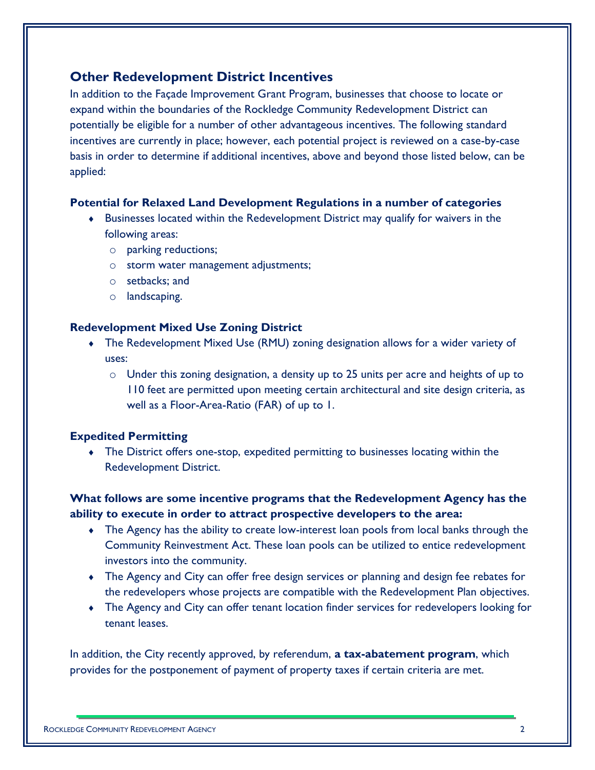## Other Redevelopment District Incentives

In addition to the Façade Improvement Grant Program, businesses that choose to locate or expand within the boundaries of the Rockledge Community Redevelopment District can potentially be eligible for a number of other advantageous incentives. The following standard incentives are currently in place; however, each potential project is reviewed on a case-by-case basis in order to determine if additional incentives, above and beyond those listed below, can be applied:

### Potential for Relaxed Land Development Regulations in a number of categories

- Businesses located within the Redevelopment District may qualify for waivers in the following areas:
  - parking reductions;
  - storm water management adjustments;
  - setbacks; and
  - landscaping.

### Redevelopment Mixed Use Zoning District

- The Redevelopment Mixed Use (RMU) zoning designation allows for a wider variety of uses:
  - Under this zoning designation, a density up to 25 units per acre and heights of up to 110 feet are permitted upon meeting certain architectural and site design criteria, as well as a Floor-Area-Ratio (FAR) of up to 1.

### Expedited Permitting

- The District offers one-stop, expedited permitting to businesses locating within the Redevelopment District.

### What follows are some incentive programs that the Redevelopment Agency has the ability to execute in order to attract prospective developers to the area:

- The Agency has the ability to create low-interest loan pools from local banks through the Community Reinvestment Act. These loan pools can be utilized to entice redevelopment investors into the community.
- The Agency and City can offer free design services or planning and design fee rebates for the redevelopers whose projects are compatible with the Redevelopment Plan objectives.
- The Agency and City can offer tenant location finder services for redevelopers looking for tenant leases.

In addition, the City recently approved, by referendum, **a tax-abatement program**, which provides for the postponement of payment of property taxes if certain criteria are met.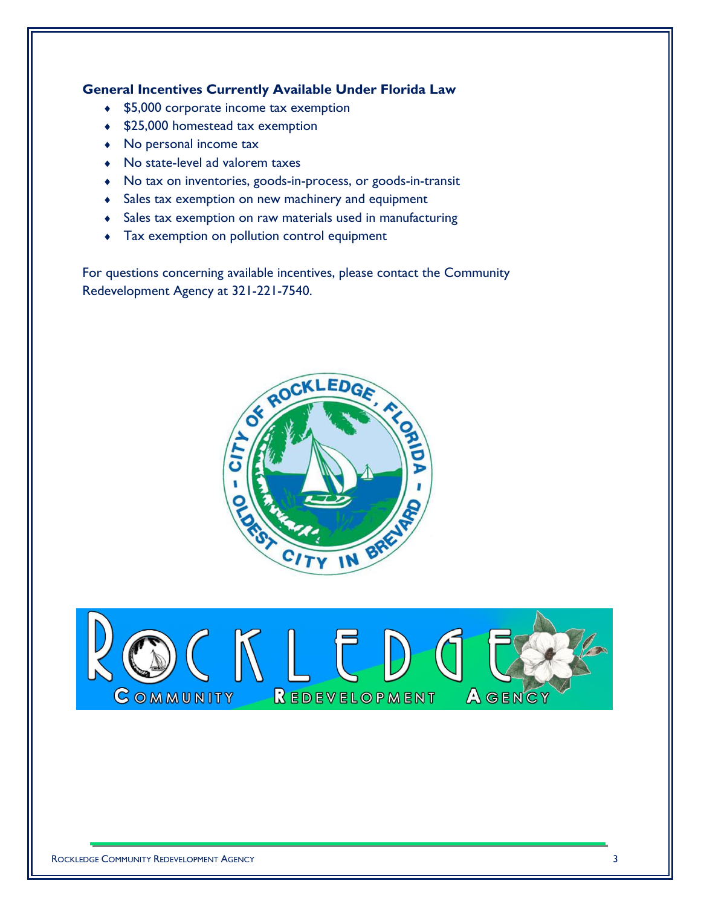**General Incentives Currently Available Under Florida Law**

- $5,000 corporate income tax exemption
- $25,000 homestead tax exemption
- No personal income tax
- No state-level ad valorem taxes
- No tax on inventories, goods-in-process, or goods-in-transit
- Sales tax exemption on new machinery and equipment
- Sales tax exemption on raw materials used in manufacturing
- Tax exemption on pollution control equipment

For questions concerning available incentives, please contact the Community Redevelopment Agency at 321-221-7540.